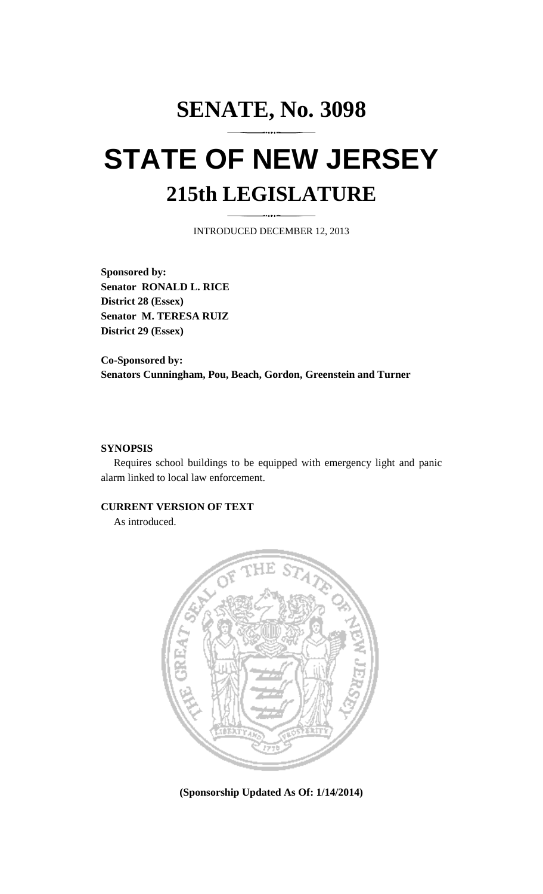# SENATE, No. 3098

# STATE OF NEW JERSEY

## 215th LEGISLATURE

INTRODUCED DECEMBER 12, 2013

**Sponsored by:**
**Senator RONALD L. RICE**
**District 28 (Essex)**
**Senator M. TERESA RUIZ**
**District 29 (Essex)**

**Co-Sponsored by:**
**Senators Cunningham, Pou, Beach, Gordon, Greenstein and Turner**

**SYNOPSIS**

Requires school buildings to be equipped with emergency light and panic alarm linked to local law enforcement.

**CURRENT VERSION OF TEXT**

As introduced.

**(Sponsorship Updated As Of: 1/14/2014)**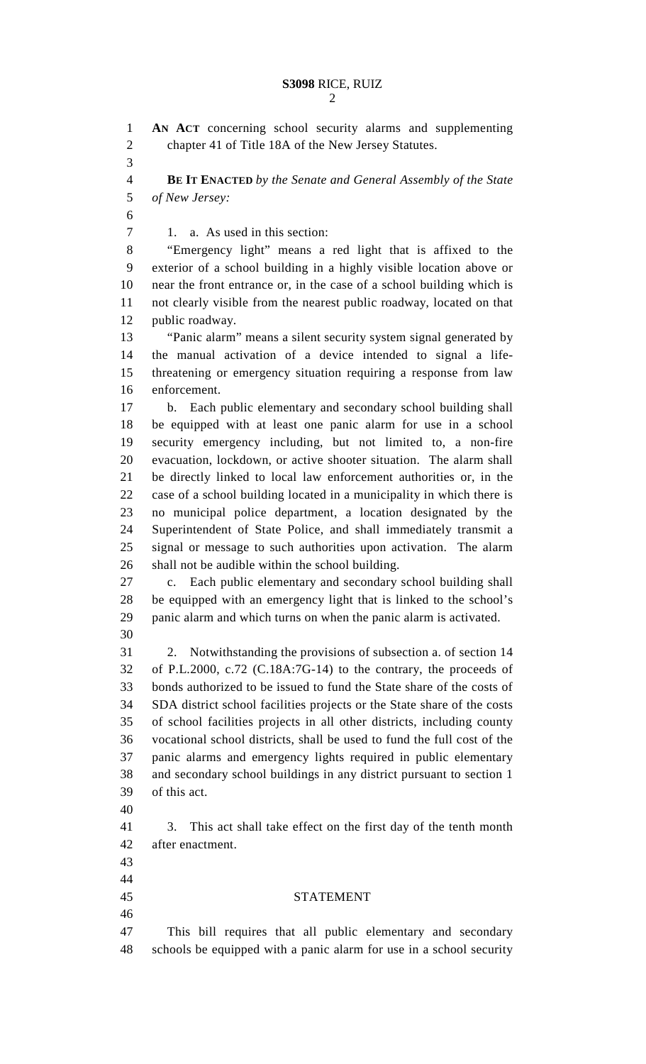**AN ACT** concerning school security alarms and supplementing chapter 41 of Title 18A of the New Jersey Statutes.

**BE IT ENACTED** *by the Senate and General Assembly of the State of New Jersey:*

1. a. As used in this section:

"Emergency light" means a red light that is affixed to the exterior of a school building in a highly visible location above or near the front entrance or, in the case of a school building which is not clearly visible from the nearest public roadway, located on that public roadway.

"Panic alarm" means a silent security system signal generated by the manual activation of a device intended to signal a life-threatening or emergency situation requiring a response from law enforcement.

b. Each public elementary and secondary school building shall be equipped with at least one panic alarm for use in a school security emergency including, but not limited to, a non-fire evacuation, lockdown, or active shooter situation. The alarm shall be directly linked to local law enforcement authorities or, in the case of a school building located in a municipality in which there is no municipal police department, a location designated by the Superintendent of State Police, and shall immediately transmit a signal or message to such authorities upon activation. The alarm shall not be audible within the school building.

c. Each public elementary and secondary school building shall be equipped with an emergency light that is linked to the school's panic alarm and which turns on when the panic alarm is activated.

2. Notwithstanding the provisions of subsection a. of section 14 of P.L.2000, c.72 (C.18A:7G-14) to the contrary, the proceeds of bonds authorized to be issued to fund the State share of the costs of SDA district school facilities projects or the State share of the costs of school facilities projects in all other districts, including county vocational school districts, shall be used to fund the full cost of the panic alarms and emergency lights required in public elementary and secondary school buildings in any district pursuant to section 1 of this act.

3. This act shall take effect on the first day of the tenth month after enactment.

## STATEMENT

This bill requires that all public elementary and secondary schools be equipped with a panic alarm for use in a school security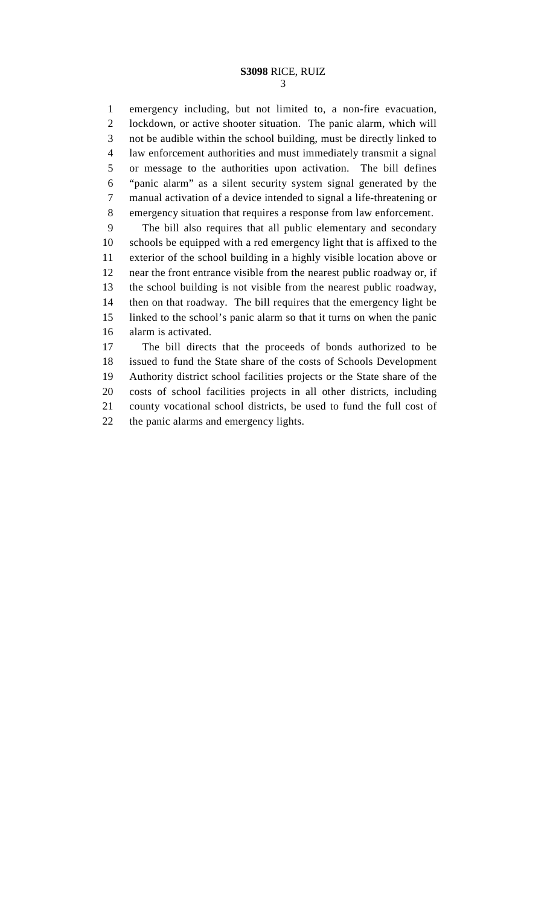emergency including, but not limited to, a non-fire evacuation, lockdown, or active shooter situation. The panic alarm, which will not be audible within the school building, must be directly linked to law enforcement authorities and must immediately transmit a signal or message to the authorities upon activation. The bill defines "panic alarm" as a silent security system signal generated by the manual activation of a device intended to signal a life-threatening or emergency situation that requires a response from law enforcement.

The bill also requires that all public elementary and secondary schools be equipped with a red emergency light that is affixed to the exterior of the school building in a highly visible location above or near the front entrance visible from the nearest public roadway or, if the school building is not visible from the nearest public roadway, then on that roadway. The bill requires that the emergency light be linked to the school's panic alarm so that it turns on when the panic alarm is activated.

The bill directs that the proceeds of bonds authorized to be issued to fund the State share of the costs of Schools Development Authority district school facilities projects or the State share of the costs of school facilities projects in all other districts, including county vocational school districts, be used to fund the full cost of the panic alarms and emergency lights.